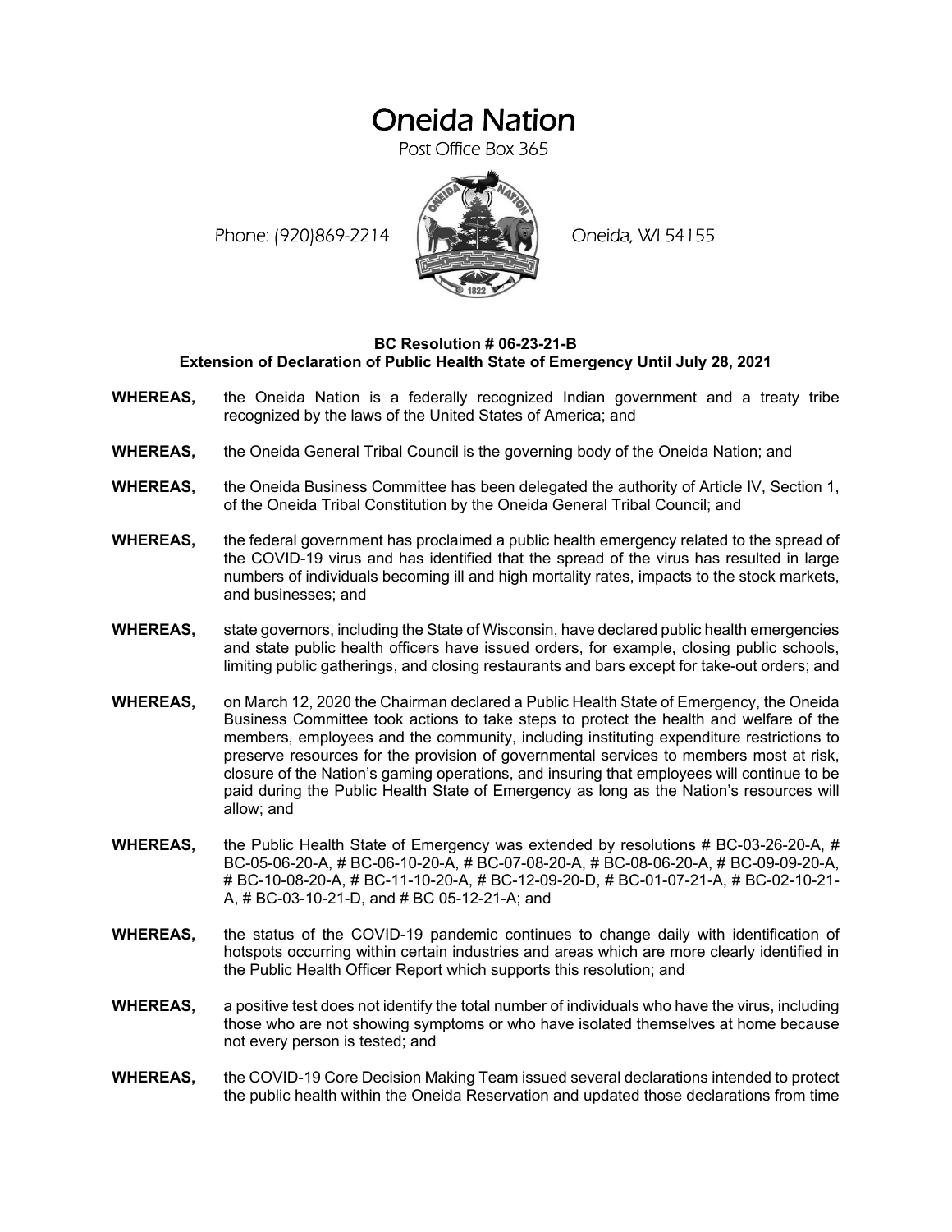# Oneida Nation

Post Office Box 365

Phone: (920)869-2214 Oneida, WI 54155

**BC Resolution # 06-23-21-B**
**Extension of Declaration of Public Health State of Emergency Until July 28, 2021**

**WHEREAS,** the Oneida Nation is a federally recognized Indian government and a treaty tribe recognized by the laws of the United States of America; and

**WHEREAS,** the Oneida General Tribal Council is the governing body of the Oneida Nation; and

**WHEREAS,** the Oneida Business Committee has been delegated the authority of Article IV, Section 1, of the Oneida Tribal Constitution by the Oneida General Tribal Council; and

**WHEREAS,** the federal government has proclaimed a public health emergency related to the spread of the COVID-19 virus and has identified that the spread of the virus has resulted in large numbers of individuals becoming ill and high mortality rates, impacts to the stock markets, and businesses; and

**WHEREAS,** state governors, including the State of Wisconsin, have declared public health emergencies and state public health officers have issued orders, for example, closing public schools, limiting public gatherings, and closing restaurants and bars except for take-out orders; and

**WHEREAS,** on March 12, 2020 the Chairman declared a Public Health State of Emergency, the Oneida Business Committee took actions to take steps to protect the health and welfare of the members, employees and the community, including instituting expenditure restrictions to preserve resources for the provision of governmental services to members most at risk, closure of the Nation's gaming operations, and insuring that employees will continue to be paid during the Public Health State of Emergency as long as the Nation's resources will allow; and

**WHEREAS,** the Public Health State of Emergency was extended by resolutions # BC-03-26-20-A, # BC-05-06-20-A, # BC-06-10-20-A, # BC-07-08-20-A, # BC-08-06-20-A, # BC-09-09-20-A, # BC-10-08-20-A, # BC-11-10-20-A, # BC-12-09-20-D, # BC-01-07-21-A, # BC-02-10-21-A, # BC-03-10-21-D, and # BC 05-12-21-A; and

**WHEREAS,** the status of the COVID-19 pandemic continues to change daily with identification of hotspots occurring within certain industries and areas which are more clearly identified in the Public Health Officer Report which supports this resolution; and

**WHEREAS,** a positive test does not identify the total number of individuals who have the virus, including those who are not showing symptoms or who have isolated themselves at home because not every person is tested; and

**WHEREAS,** the COVID-19 Core Decision Making Team issued several declarations intended to protect the public health within the Oneida Reservation and updated those declarations from time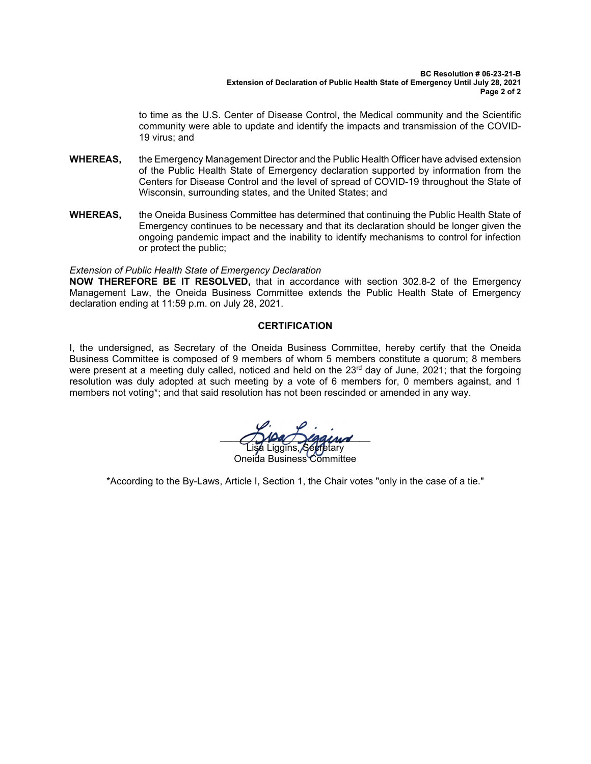to time as the U.S. Center of Disease Control, the Medical community and the Scientific community were able to update and identify the impacts and transmission of the COVID-19 virus; and

**WHEREAS,** the Emergency Management Director and the Public Health Officer have advised extension of the Public Health State of Emergency declaration supported by information from the Centers for Disease Control and the level of spread of COVID-19 throughout the State of Wisconsin, surrounding states, and the United States; and

**WHEREAS,** the Oneida Business Committee has determined that continuing the Public Health State of Emergency continues to be necessary and that its declaration should be longer given the ongoing pandemic impact and the inability to identify mechanisms to control for infection or protect the public;

*Extension of Public Health State of Emergency Declaration*

**NOW THEREFORE BE IT RESOLVED,** that in accordance with section 302.8-2 of the Emergency Management Law, the Oneida Business Committee extends the Public Health State of Emergency declaration ending at 11:59 p.m. on July 28, 2021.

## CERTIFICATION

I, the undersigned, as Secretary of the Oneida Business Committee, hereby certify that the Oneida Business Committee is composed of 9 members of whom 5 members constitute a quorum; 8 members were present at a meeting duly called, noticed and held on the 23rd day of June, 2021; that the forgoing resolution was duly adopted at such meeting by a vote of 6 members for, 0 members against, and 1 members not voting*; and that said resolution has not been rescinded or amended in any way.

Lisa Liggins, Secretary
Oneida Business Committee

*According to the By-Laws, Article I, Section 1, the Chair votes "only in the case of a tie."